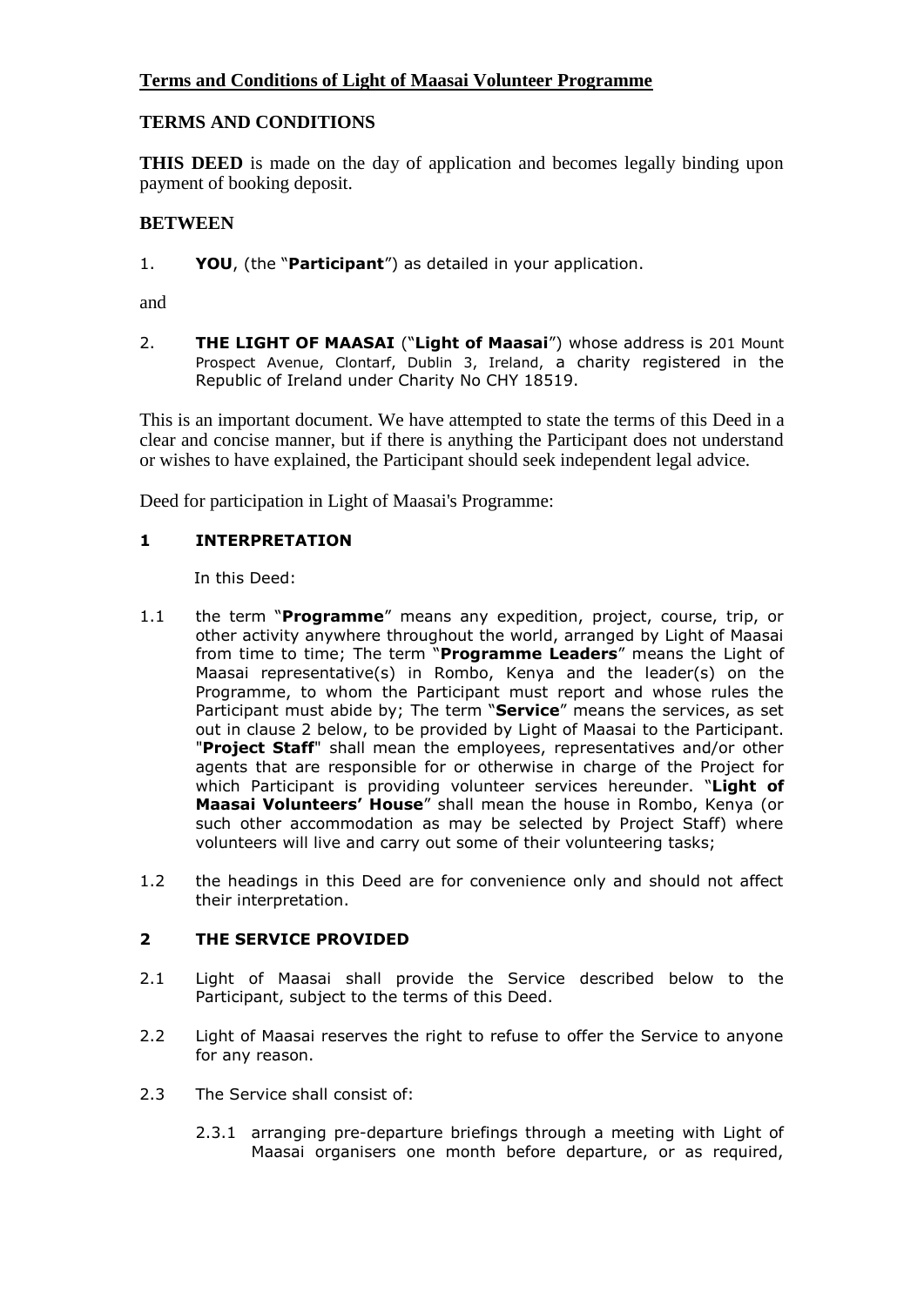# Terms and Conditions of Light of Maasai Volunteer Programme

## TERMS AND CONDITIONS

**THIS DEED** is made on the day of application and becomes legally binding upon payment of booking deposit.

### BETWEEN

1. **YOU**, (the "**Participant**") as detailed in your application.

and

2. **THE LIGHT OF MAASAI** ("**Light of Maasai**") whose address is 201 Mount Prospect Avenue, Clontarf, Dublin 3, Ireland, a charity registered in the Republic of Ireland under Charity No CHY 18519.

This is an important document. We have attempted to state the terms of this Deed in a clear and concise manner, but if there is anything the Participant does not understand or wishes to have explained, the Participant should seek independent legal advice.

Deed for participation in Light of Maasai's Programme:

### 1 INTERPRETATION

In this Deed:

1.1 the term "**Programme**" means any expedition, project, course, trip, or other activity anywhere throughout the world, arranged by Light of Maasai from time to time; The term "**Programme Leaders**" means the Light of Maasai representative(s) in Rombo, Kenya and the leader(s) on the Programme, to whom the Participant must report and whose rules the Participant must abide by; The term "**Service**" means the services, as set out in clause 2 below, to be provided by Light of Maasai to the Participant. "**Project Staff**" shall mean the employees, representatives and/or other agents that are responsible for or otherwise in charge of the Project for which Participant is providing volunteer services hereunder. "**Light of Maasai Volunteers' House**" shall mean the house in Rombo, Kenya (or such other accommodation as may be selected by Project Staff) where volunteers will live and carry out some of their volunteering tasks;

1.2 the headings in this Deed are for convenience only and should not affect their interpretation.

### 2 THE SERVICE PROVIDED

2.1 Light of Maasai shall provide the Service described below to the Participant, subject to the terms of this Deed.

2.2 Light of Maasai reserves the right to refuse to offer the Service to anyone for any reason.

2.3 The Service shall consist of:

2.3.1 arranging pre-departure briefings through a meeting with Light of Maasai organisers one month before departure, or as required,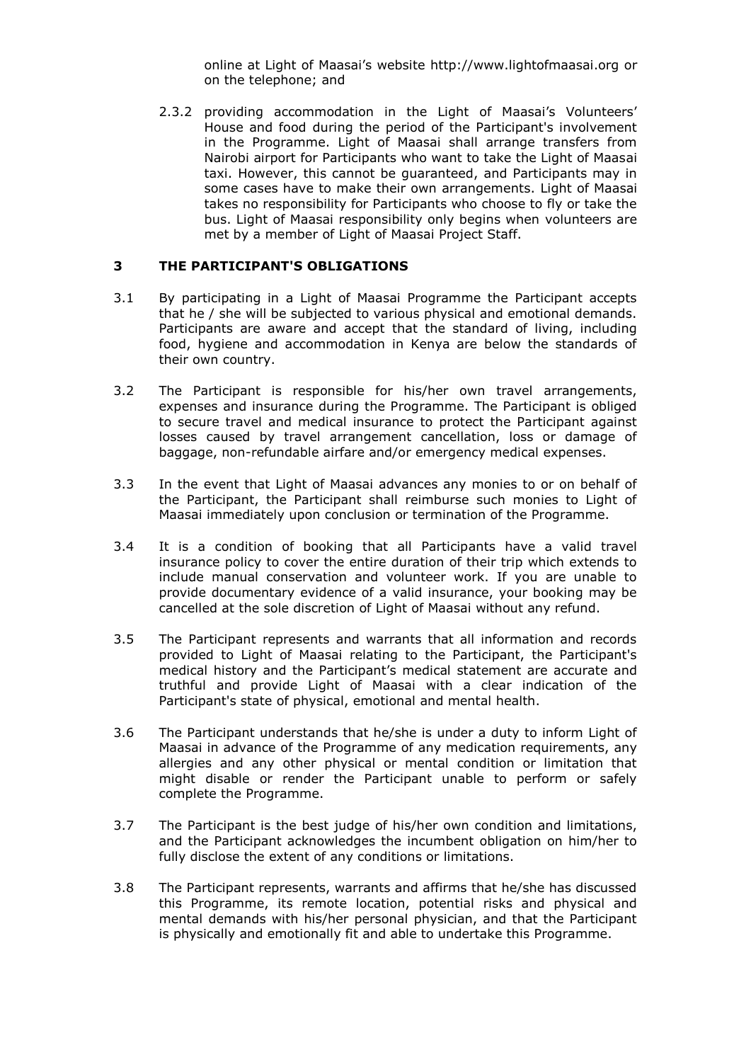online at Light of Maasai's website http://www.lightofmaasai.org or on the telephone; and

2.3.2 providing accommodation in the Light of Maasai's Volunteers' House and food during the period of the Participant's involvement in the Programme. Light of Maasai shall arrange transfers from Nairobi airport for Participants who want to take the Light of Maasai taxi. However, this cannot be guaranteed, and Participants may in some cases have to make their own arrangements. Light of Maasai takes no responsibility for Participants who choose to fly or take the bus. Light of Maasai responsibility only begins when volunteers are met by a member of Light of Maasai Project Staff.

## 3 THE PARTICIPANT'S OBLIGATIONS

3.1 By participating in a Light of Maasai Programme the Participant accepts that he / she will be subjected to various physical and emotional demands. Participants are aware and accept that the standard of living, including food, hygiene and accommodation in Kenya are below the standards of their own country.

3.2 The Participant is responsible for his/her own travel arrangements, expenses and insurance during the Programme. The Participant is obliged to secure travel and medical insurance to protect the Participant against losses caused by travel arrangement cancellation, loss or damage of baggage, non-refundable airfare and/or emergency medical expenses.

3.3 In the event that Light of Maasai advances any monies to or on behalf of the Participant, the Participant shall reimburse such monies to Light of Maasai immediately upon conclusion or termination of the Programme.

3.4 It is a condition of booking that all Participants have a valid travel insurance policy to cover the entire duration of their trip which extends to include manual conservation and volunteer work. If you are unable to provide documentary evidence of a valid insurance, your booking may be cancelled at the sole discretion of Light of Maasai without any refund.

3.5 The Participant represents and warrants that all information and records provided to Light of Maasai relating to the Participant, the Participant's medical history and the Participant's medical statement are accurate and truthful and provide Light of Maasai with a clear indication of the Participant's state of physical, emotional and mental health.

3.6 The Participant understands that he/she is under a duty to inform Light of Maasai in advance of the Programme of any medication requirements, any allergies and any other physical or mental condition or limitation that might disable or render the Participant unable to perform or safely complete the Programme.

3.7 The Participant is the best judge of his/her own condition and limitations, and the Participant acknowledges the incumbent obligation on him/her to fully disclose the extent of any conditions or limitations.

3.8 The Participant represents, warrants and affirms that he/she has discussed this Programme, its remote location, potential risks and physical and mental demands with his/her personal physician, and that the Participant is physically and emotionally fit and able to undertake this Programme.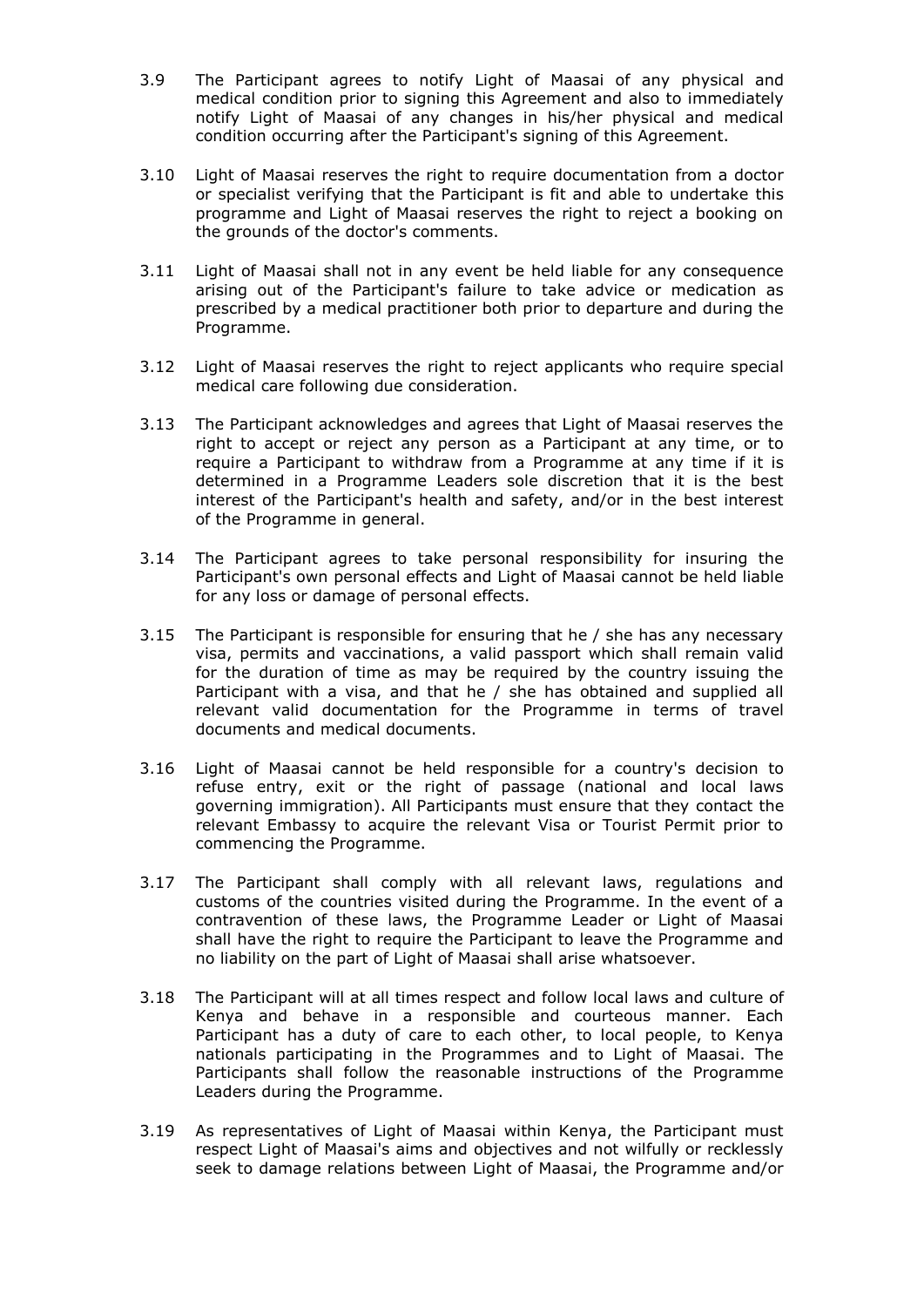3.9 The Participant agrees to notify Light of Maasai of any physical and medical condition prior to signing this Agreement and also to immediately notify Light of Maasai of any changes in his/her physical and medical condition occurring after the Participant's signing of this Agreement.

3.10 Light of Maasai reserves the right to require documentation from a doctor or specialist verifying that the Participant is fit and able to undertake this programme and Light of Maasai reserves the right to reject a booking on the grounds of the doctor's comments.

3.11 Light of Maasai shall not in any event be held liable for any consequence arising out of the Participant's failure to take advice or medication as prescribed by a medical practitioner both prior to departure and during the Programme.

3.12 Light of Maasai reserves the right to reject applicants who require special medical care following due consideration.

3.13 The Participant acknowledges and agrees that Light of Maasai reserves the right to accept or reject any person as a Participant at any time, or to require a Participant to withdraw from a Programme at any time if it is determined in a Programme Leaders sole discretion that it is the best interest of the Participant's health and safety, and/or in the best interest of the Programme in general.

3.14 The Participant agrees to take personal responsibility for insuring the Participant's own personal effects and Light of Maasai cannot be held liable for any loss or damage of personal effects.

3.15 The Participant is responsible for ensuring that he / she has any necessary visa, permits and vaccinations, a valid passport which shall remain valid for the duration of time as may be required by the country issuing the Participant with a visa, and that he / she has obtained and supplied all relevant valid documentation for the Programme in terms of travel documents and medical documents.

3.16 Light of Maasai cannot be held responsible for a country's decision to refuse entry, exit or the right of passage (national and local laws governing immigration). All Participants must ensure that they contact the relevant Embassy to acquire the relevant Visa or Tourist Permit prior to commencing the Programme.

3.17 The Participant shall comply with all relevant laws, regulations and customs of the countries visited during the Programme. In the event of a contravention of these laws, the Programme Leader or Light of Maasai shall have the right to require the Participant to leave the Programme and no liability on the part of Light of Maasai shall arise whatsoever.

3.18 The Participant will at all times respect and follow local laws and culture of Kenya and behave in a responsible and courteous manner. Each Participant has a duty of care to each other, to local people, to Kenya nationals participating in the Programmes and to Light of Maasai. The Participants shall follow the reasonable instructions of the Programme Leaders during the Programme.

3.19 As representatives of Light of Maasai within Kenya, the Participant must respect Light of Maasai's aims and objectives and not wilfully or recklessly seek to damage relations between Light of Maasai, the Programme and/or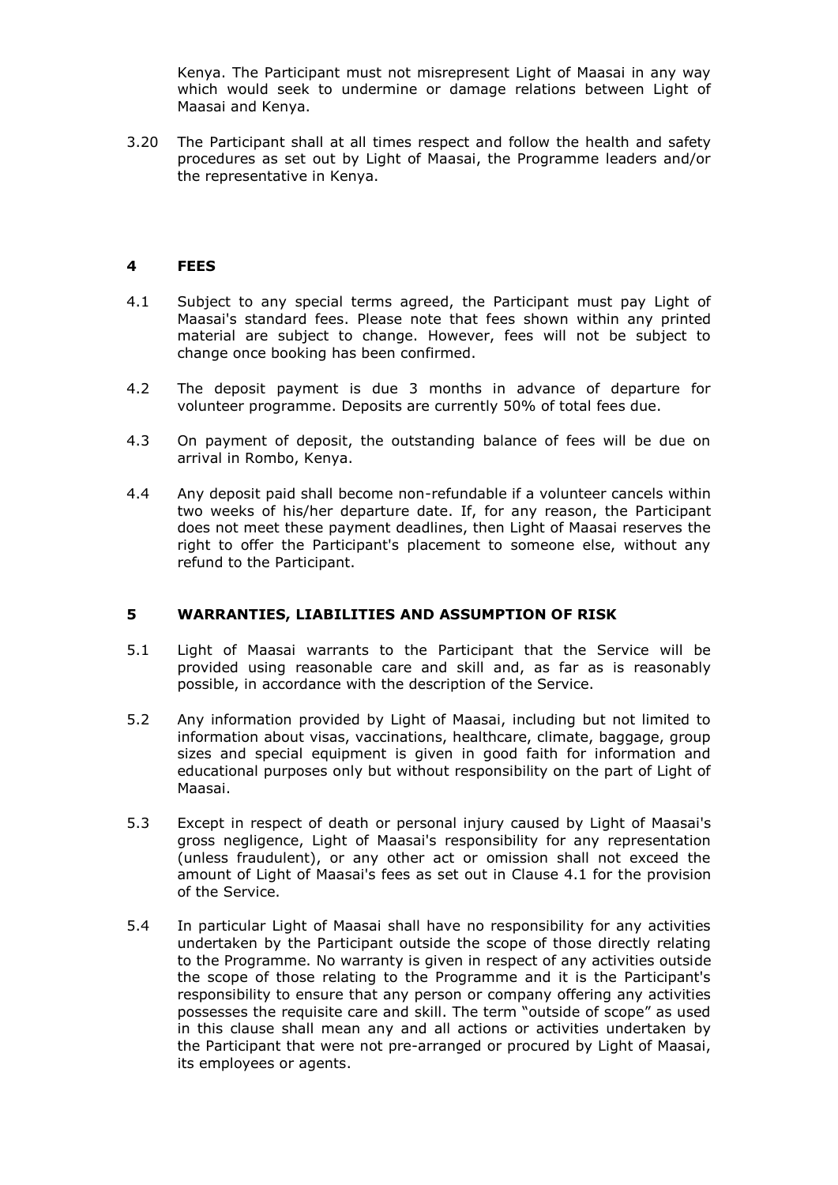Kenya. The Participant must not misrepresent Light of Maasai in any way which would seek to undermine or damage relations between Light of Maasai and Kenya.

3.20 The Participant shall at all times respect and follow the health and safety procedures as set out by Light of Maasai, the Programme leaders and/or the representative in Kenya.

## 4 FEES

4.1 Subject to any special terms agreed, the Participant must pay Light of Maasai's standard fees. Please note that fees shown within any printed material are subject to change. However, fees will not be subject to change once booking has been confirmed.

4.2 The deposit payment is due 3 months in advance of departure for volunteer programme. Deposits are currently 50% of total fees due.

4.3 On payment of deposit, the outstanding balance of fees will be due on arrival in Rombo, Kenya.

4.4 Any deposit paid shall become non-refundable if a volunteer cancels within two weeks of his/her departure date. If, for any reason, the Participant does not meet these payment deadlines, then Light of Maasai reserves the right to offer the Participant's placement to someone else, without any refund to the Participant.

## 5 WARRANTIES, LIABILITIES AND ASSUMPTION OF RISK

5.1 Light of Maasai warrants to the Participant that the Service will be provided using reasonable care and skill and, as far as is reasonably possible, in accordance with the description of the Service.

5.2 Any information provided by Light of Maasai, including but not limited to information about visas, vaccinations, healthcare, climate, baggage, group sizes and special equipment is given in good faith for information and educational purposes only but without responsibility on the part of Light of Maasai.

5.3 Except in respect of death or personal injury caused by Light of Maasai's gross negligence, Light of Maasai's responsibility for any representation (unless fraudulent), or any other act or omission shall not exceed the amount of Light of Maasai's fees as set out in Clause 4.1 for the provision of the Service.

5.4 In particular Light of Maasai shall have no responsibility for any activities undertaken by the Participant outside the scope of those directly relating to the Programme. No warranty is given in respect of any activities outside the scope of those relating to the Programme and it is the Participant's responsibility to ensure that any person or company offering any activities possesses the requisite care and skill. The term "outside of scope" as used in this clause shall mean any and all actions or activities undertaken by the Participant that were not pre-arranged or procured by Light of Maasai, its employees or agents.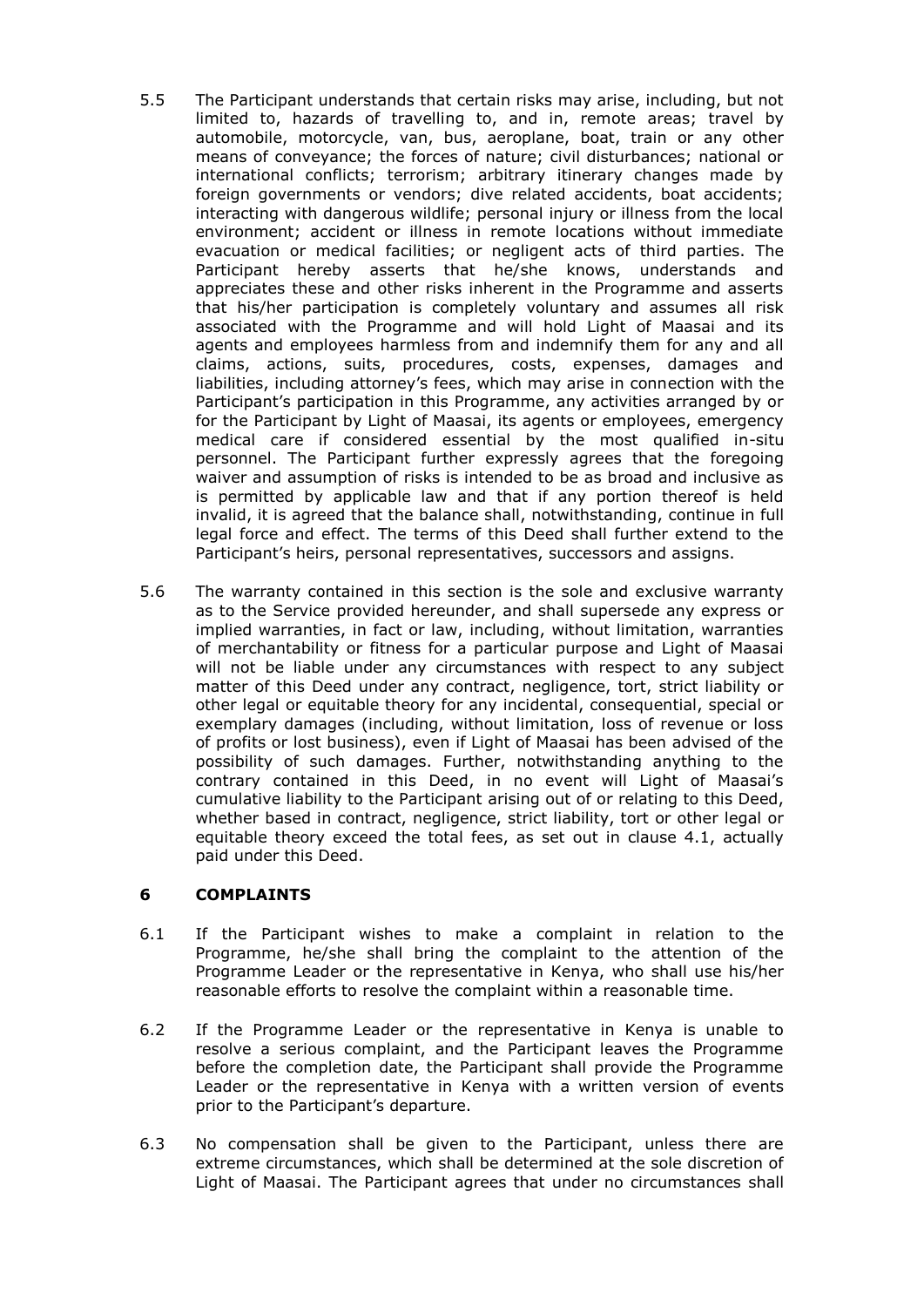5.5 The Participant understands that certain risks may arise, including, but not limited to, hazards of travelling to, and in, remote areas; travel by automobile, motorcycle, van, bus, aeroplane, boat, train or any other means of conveyance; the forces of nature; civil disturbances; national or international conflicts; terrorism; arbitrary itinerary changes made by foreign governments or vendors; dive related accidents, boat accidents; interacting with dangerous wildlife; personal injury or illness from the local environment; accident or illness in remote locations without immediate evacuation or medical facilities; or negligent acts of third parties. The Participant hereby asserts that he/she knows, understands and appreciates these and other risks inherent in the Programme and asserts that his/her participation is completely voluntary and assumes all risk associated with the Programme and will hold Light of Maasai and its agents and employees harmless from and indemnify them for any and all claims, actions, suits, procedures, costs, expenses, damages and liabilities, including attorney's fees, which may arise in connection with the Participant's participation in this Programme, any activities arranged by or for the Participant by Light of Maasai, its agents or employees, emergency medical care if considered essential by the most qualified in-situ personnel. The Participant further expressly agrees that the foregoing waiver and assumption of risks is intended to be as broad and inclusive as is permitted by applicable law and that if any portion thereof is held invalid, it is agreed that the balance shall, notwithstanding, continue in full legal force and effect. The terms of this Deed shall further extend to the Participant's heirs, personal representatives, successors and assigns.

5.6 The warranty contained in this section is the sole and exclusive warranty as to the Service provided hereunder, and shall supersede any express or implied warranties, in fact or law, including, without limitation, warranties of merchantability or fitness for a particular purpose and Light of Maasai will not be liable under any circumstances with respect to any subject matter of this Deed under any contract, negligence, tort, strict liability or other legal or equitable theory for any incidental, consequential, special or exemplary damages (including, without limitation, loss of revenue or loss of profits or lost business), even if Light of Maasai has been advised of the possibility of such damages. Further, notwithstanding anything to the contrary contained in this Deed, in no event will Light of Maasai's cumulative liability to the Participant arising out of or relating to this Deed, whether based in contract, negligence, strict liability, tort or other legal or equitable theory exceed the total fees, as set out in clause 4.1, actually paid under this Deed.

## 6 COMPLAINTS

6.1 If the Participant wishes to make a complaint in relation to the Programme, he/she shall bring the complaint to the attention of the Programme Leader or the representative in Kenya, who shall use his/her reasonable efforts to resolve the complaint within a reasonable time.

6.2 If the Programme Leader or the representative in Kenya is unable to resolve a serious complaint, and the Participant leaves the Programme before the completion date, the Participant shall provide the Programme Leader or the representative in Kenya with a written version of events prior to the Participant's departure.

6.3 No compensation shall be given to the Participant, unless there are extreme circumstances, which shall be determined at the sole discretion of Light of Maasai. The Participant agrees that under no circumstances shall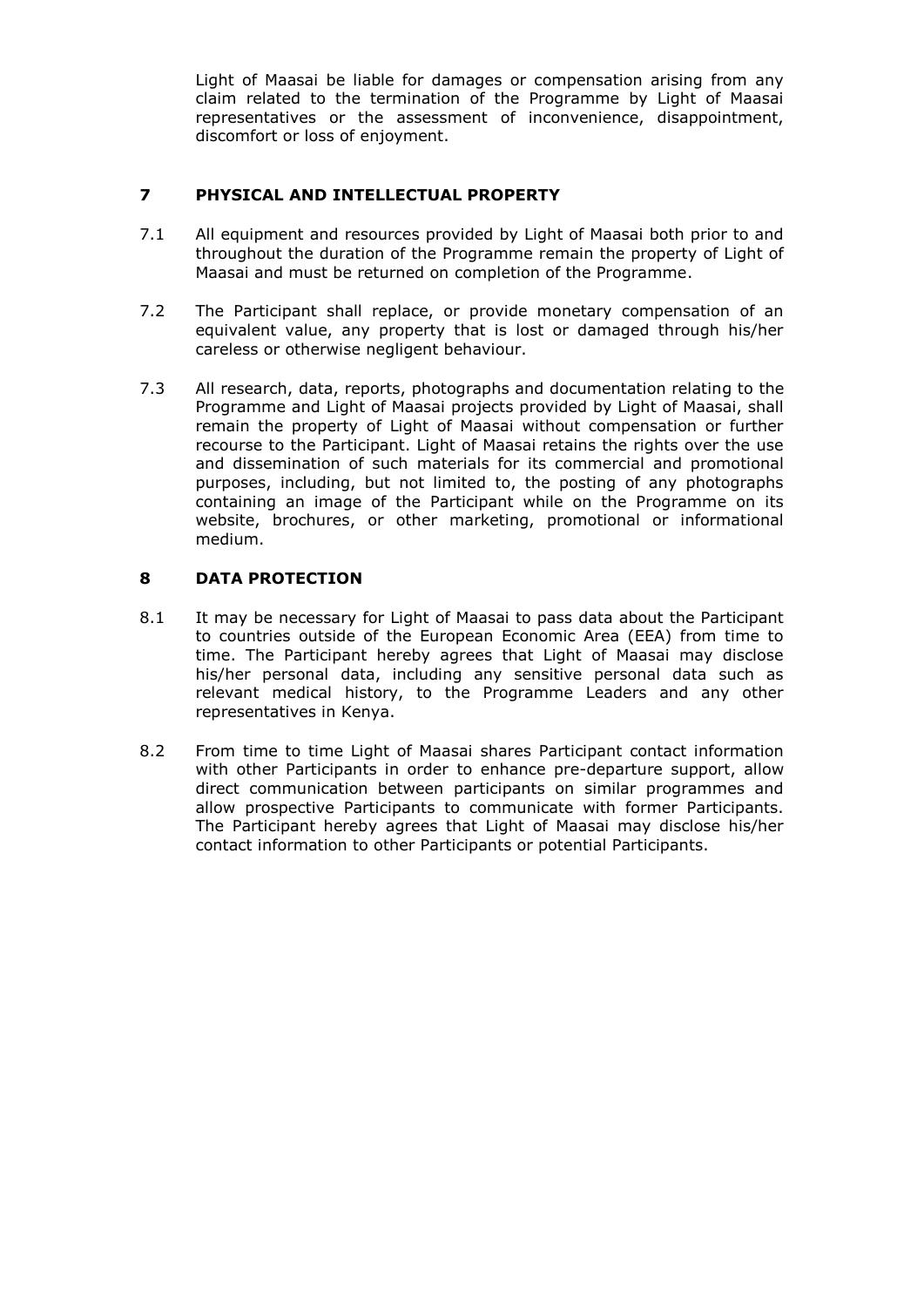Light of Maasai be liable for damages or compensation arising from any claim related to the termination of the Programme by Light of Maasai representatives or the assessment of inconvenience, disappointment, discomfort or loss of enjoyment.

## 7 PHYSICAL AND INTELLECTUAL PROPERTY

7.1 All equipment and resources provided by Light of Maasai both prior to and throughout the duration of the Programme remain the property of Light of Maasai and must be returned on completion of the Programme.

7.2 The Participant shall replace, or provide monetary compensation of an equivalent value, any property that is lost or damaged through his/her careless or otherwise negligent behaviour.

7.3 All research, data, reports, photographs and documentation relating to the Programme and Light of Maasai projects provided by Light of Maasai, shall remain the property of Light of Maasai without compensation or further recourse to the Participant. Light of Maasai retains the rights over the use and dissemination of such materials for its commercial and promotional purposes, including, but not limited to, the posting of any photographs containing an image of the Participant while on the Programme on its website, brochures, or other marketing, promotional or informational medium.

## 8 DATA PROTECTION

8.1 It may be necessary for Light of Maasai to pass data about the Participant to countries outside of the European Economic Area (EEA) from time to time. The Participant hereby agrees that Light of Maasai may disclose his/her personal data, including any sensitive personal data such as relevant medical history, to the Programme Leaders and any other representatives in Kenya.

8.2 From time to time Light of Maasai shares Participant contact information with other Participants in order to enhance pre-departure support, allow direct communication between participants on similar programmes and allow prospective Participants to communicate with former Participants. The Participant hereby agrees that Light of Maasai may disclose his/her contact information to other Participants or potential Participants.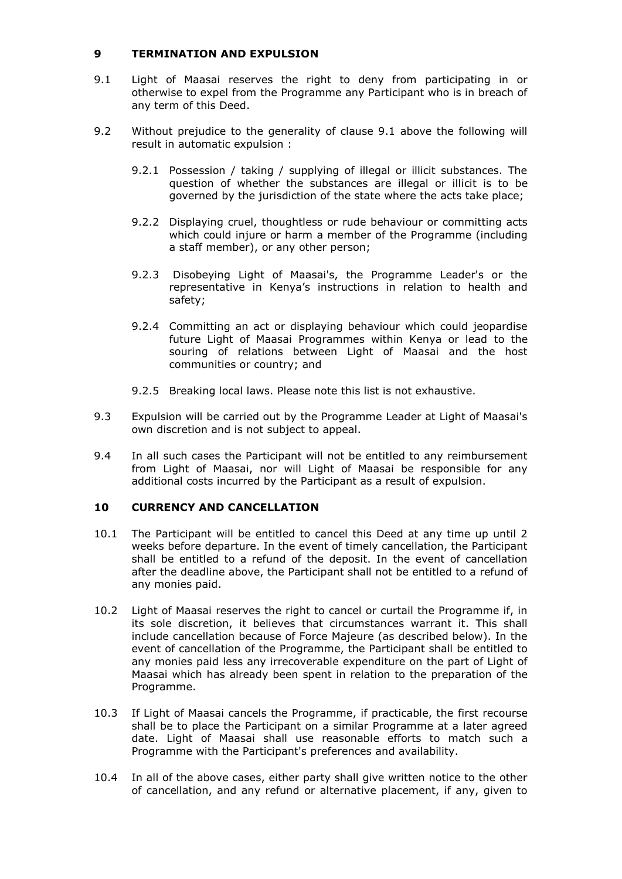## 9 TERMINATION AND EXPULSION

9.1 Light of Maasai reserves the right to deny from participating in or otherwise to expel from the Programme any Participant who is in breach of any term of this Deed.

9.2 Without prejudice to the generality of clause 9.1 above the following will result in automatic expulsion :

9.2.1 Possession / taking / supplying of illegal or illicit substances. The question of whether the substances are illegal or illicit is to be governed by the jurisdiction of the state where the acts take place;

9.2.2 Displaying cruel, thoughtless or rude behaviour or committing acts which could injure or harm a member of the Programme (including a staff member), or any other person;

9.2.3 Disobeying Light of Maasai's, the Programme Leader's or the representative in Kenya's instructions in relation to health and safety;

9.2.4 Committing an act or displaying behaviour which could jeopardise future Light of Maasai Programmes within Kenya or lead to the souring of relations between Light of Maasai and the host communities or country; and

9.2.5 Breaking local laws. Please note this list is not exhaustive.

9.3 Expulsion will be carried out by the Programme Leader at Light of Maasai's own discretion and is not subject to appeal.

9.4 In all such cases the Participant will not be entitled to any reimbursement from Light of Maasai, nor will Light of Maasai be responsible for any additional costs incurred by the Participant as a result of expulsion.

## 10 CURRENCY AND CANCELLATION

10.1 The Participant will be entitled to cancel this Deed at any time up until 2 weeks before departure. In the event of timely cancellation, the Participant shall be entitled to a refund of the deposit. In the event of cancellation after the deadline above, the Participant shall not be entitled to a refund of any monies paid.

10.2 Light of Maasai reserves the right to cancel or curtail the Programme if, in its sole discretion, it believes that circumstances warrant it. This shall include cancellation because of Force Majeure (as described below). In the event of cancellation of the Programme, the Participant shall be entitled to any monies paid less any irrecoverable expenditure on the part of Light of Maasai which has already been spent in relation to the preparation of the Programme.

10.3 If Light of Maasai cancels the Programme, if practicable, the first recourse shall be to place the Participant on a similar Programme at a later agreed date. Light of Maasai shall use reasonable efforts to match such a Programme with the Participant's preferences and availability.

10.4 In all of the above cases, either party shall give written notice to the other of cancellation, and any refund or alternative placement, if any, given to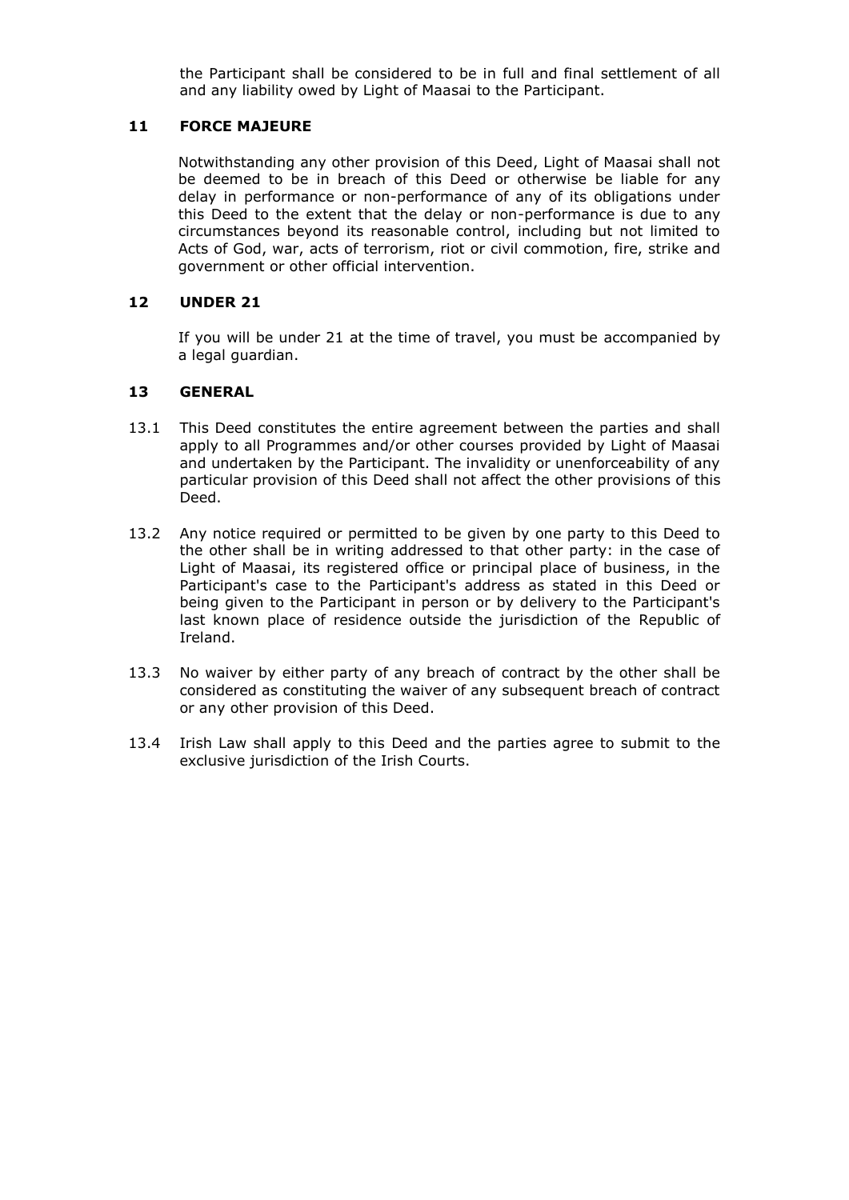the Participant shall be considered to be in full and final settlement of all and any liability owed by Light of Maasai to the Participant.

## 11 FORCE MAJEURE

Notwithstanding any other provision of this Deed, Light of Maasai shall not be deemed to be in breach of this Deed or otherwise be liable for any delay in performance or non-performance of any of its obligations under this Deed to the extent that the delay or non-performance is due to any circumstances beyond its reasonable control, including but not limited to Acts of God, war, acts of terrorism, riot or civil commotion, fire, strike and government or other official intervention.

## 12 UNDER 21

If you will be under 21 at the time of travel, you must be accompanied by a legal guardian.

## 13 GENERAL

13.1 This Deed constitutes the entire agreement between the parties and shall apply to all Programmes and/or other courses provided by Light of Maasai and undertaken by the Participant. The invalidity or unenforceability of any particular provision of this Deed shall not affect the other provisions of this Deed.

13.2 Any notice required or permitted to be given by one party to this Deed to the other shall be in writing addressed to that other party: in the case of Light of Maasai, its registered office or principal place of business, in the Participant's case to the Participant's address as stated in this Deed or being given to the Participant in person or by delivery to the Participant's last known place of residence outside the jurisdiction of the Republic of Ireland.

13.3 No waiver by either party of any breach of contract by the other shall be considered as constituting the waiver of any subsequent breach of contract or any other provision of this Deed.

13.4 Irish Law shall apply to this Deed and the parties agree to submit to the exclusive jurisdiction of the Irish Courts.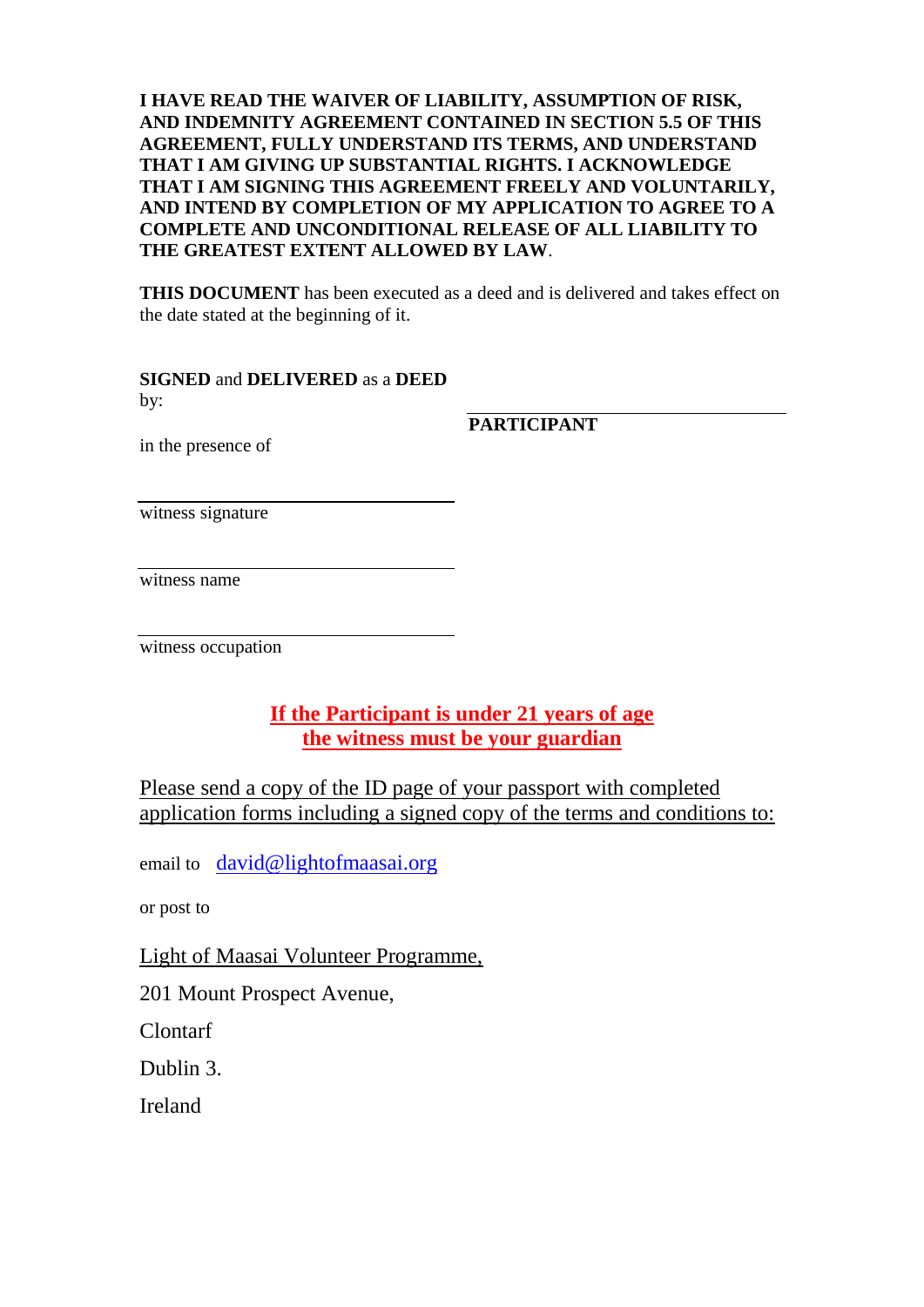**I HAVE READ THE WAIVER OF LIABILITY, ASSUMPTION OF RISK, AND INDEMNITY AGREEMENT CONTAINED IN SECTION 5.5 OF THIS AGREEMENT, FULLY UNDERSTAND ITS TERMS, AND UNDERSTAND THAT I AM GIVING UP SUBSTANTIAL RIGHTS. I ACKNOWLEDGE THAT I AM SIGNING THIS AGREEMENT FREELY AND VOLUNTARILY, AND INTEND BY COMPLETION OF MY APPLICATION TO AGREE TO A COMPLETE AND UNCONDITIONAL RELEASE OF ALL LIABILITY TO THE GREATEST EXTENT ALLOWED BY LAW**.

**THIS DOCUMENT** has been executed as a deed and is delivered and takes effect on the date stated at the beginning of it.

**SIGNED** and **DELIVERED** as a **DEED**
by:

______________________________
**PARTICIPANT**

in the presence of

______________________________
witness signature

______________________________
witness name

______________________________
witness occupation

**If the Participant is under 21 years of age the witness must be your guardian**

Please send a copy of the ID page of your passport with completed application forms including a signed copy of the terms and conditions to:

email to david@lightofmaasai.org

or post to

Light of Maasai Volunteer Programme,

201 Mount Prospect Avenue,

Clontarf

Dublin 3.

Ireland